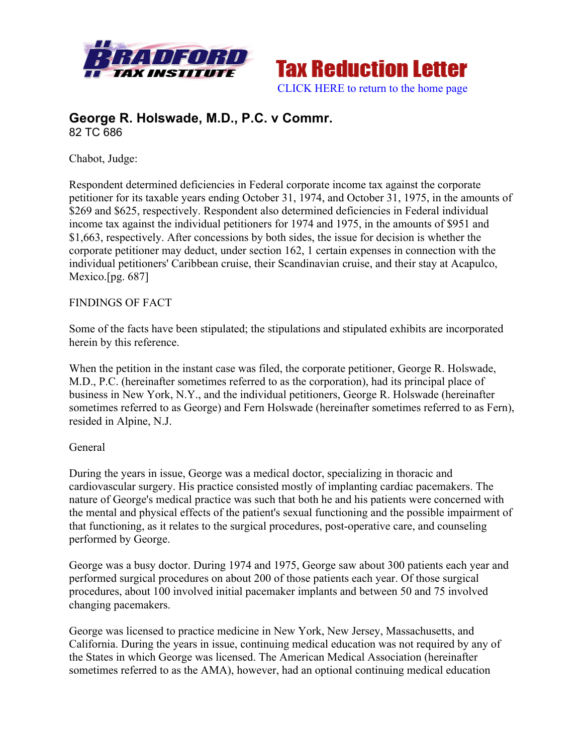Tax Reduction Letter

CLICK HERE to return to the home page

## George R. Holswade, M.D., P.C. v Commr.

82 TC 686

Chabot, Judge:

Respondent determined deficiencies in Federal corporate income tax against the corporate petitioner for its taxable years ending October 31, 1974, and October 31, 1975, in the amounts of $269 and $625, respectively. Respondent also determined deficiencies in Federal individual income tax against the individual petitioners for 1974 and 1975, in the amounts of $951 and $1,663, respectively. After concessions by both sides, the issue for decision is whether the corporate petitioner may deduct, under section 162, 1 certain expenses in connection with the individual petitioners' Caribbean cruise, their Scandinavian cruise, and their stay at Acapulco, Mexico.[pg. 687]

FINDINGS OF FACT

Some of the facts have been stipulated; the stipulations and stipulated exhibits are incorporated herein by this reference.

When the petition in the instant case was filed, the corporate petitioner, George R. Holswade, M.D., P.C. (hereinafter sometimes referred to as the corporation), had its principal place of business in New York, N.Y., and the individual petitioners, George R. Holswade (hereinafter sometimes referred to as George) and Fern Holswade (hereinafter sometimes referred to as Fern), resided in Alpine, N.J.

General

During the years in issue, George was a medical doctor, specializing in thoracic and cardiovascular surgery. His practice consisted mostly of implanting cardiac pacemakers. The nature of George's medical practice was such that both he and his patients were concerned with the mental and physical effects of the patient's sexual functioning and the possible impairment of that functioning, as it relates to the surgical procedures, post-operative care, and counseling performed by George.

George was a busy doctor. During 1974 and 1975, George saw about 300 patients each year and performed surgical procedures on about 200 of those patients each year. Of those surgical procedures, about 100 involved initial pacemaker implants and between 50 and 75 involved changing pacemakers.

George was licensed to practice medicine in New York, New Jersey, Massachusetts, and California. During the years in issue, continuing medical education was not required by any of the States in which George was licensed. The American Medical Association (hereinafter sometimes referred to as the AMA), however, had an optional continuing medical education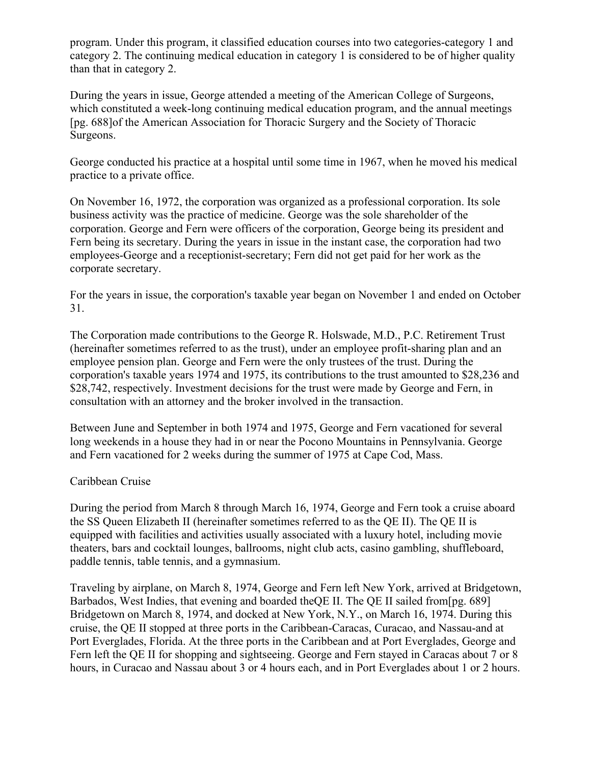program. Under this program, it classified education courses into two categories-category 1 and category 2. The continuing medical education in category 1 is considered to be of higher quality than that in category 2.

During the years in issue, George attended a meeting of the American College of Surgeons, which constituted a week-long continuing medical education program, and the annual meetings [pg. 688]of the American Association for Thoracic Surgery and the Society of Thoracic Surgeons.

George conducted his practice at a hospital until some time in 1967, when he moved his medical practice to a private office.

On November 16, 1972, the corporation was organized as a professional corporation. Its sole business activity was the practice of medicine. George was the sole shareholder of the corporation. George and Fern were officers of the corporation, George being its president and Fern being its secretary. During the years in issue in the instant case, the corporation had two employees-George and a receptionist-secretary; Fern did not get paid for her work as the corporate secretary.

For the years in issue, the corporation's taxable year began on November 1 and ended on October 31.

The Corporation made contributions to the George R. Holswade, M.D., P.C. Retirement Trust (hereinafter sometimes referred to as the trust), under an employee profit-sharing plan and an employee pension plan. George and Fern were the only trustees of the trust. During the corporation's taxable years 1974 and 1975, its contributions to the trust amounted to $28,236 and $28,742, respectively. Investment decisions for the trust were made by George and Fern, in consultation with an attorney and the broker involved in the transaction.

Between June and September in both 1974 and 1975, George and Fern vacationed for several long weekends in a house they had in or near the Pocono Mountains in Pennsylvania. George and Fern vacationed for 2 weeks during the summer of 1975 at Cape Cod, Mass.

Caribbean Cruise

During the period from March 8 through March 16, 1974, George and Fern took a cruise aboard the SS Queen Elizabeth II (hereinafter sometimes referred to as the QE II). The QE II is equipped with facilities and activities usually associated with a luxury hotel, including movie theaters, bars and cocktail lounges, ballrooms, night club acts, casino gambling, shuffleboard, paddle tennis, table tennis, and a gymnasium.

Traveling by airplane, on March 8, 1974, George and Fern left New York, arrived at Bridgetown, Barbados, West Indies, that evening and boarded theQE II. The QE II sailed from[pg. 689] Bridgetown on March 8, 1974, and docked at New York, N.Y., on March 16, 1974. During this cruise, the QE II stopped at three ports in the Caribbean-Caracas, Curacao, and Nassau-and at Port Everglades, Florida. At the three ports in the Caribbean and at Port Everglades, George and Fern left the QE II for shopping and sightseeing. George and Fern stayed in Caracas about 7 or 8 hours, in Curacao and Nassau about 3 or 4 hours each, and in Port Everglades about 1 or 2 hours.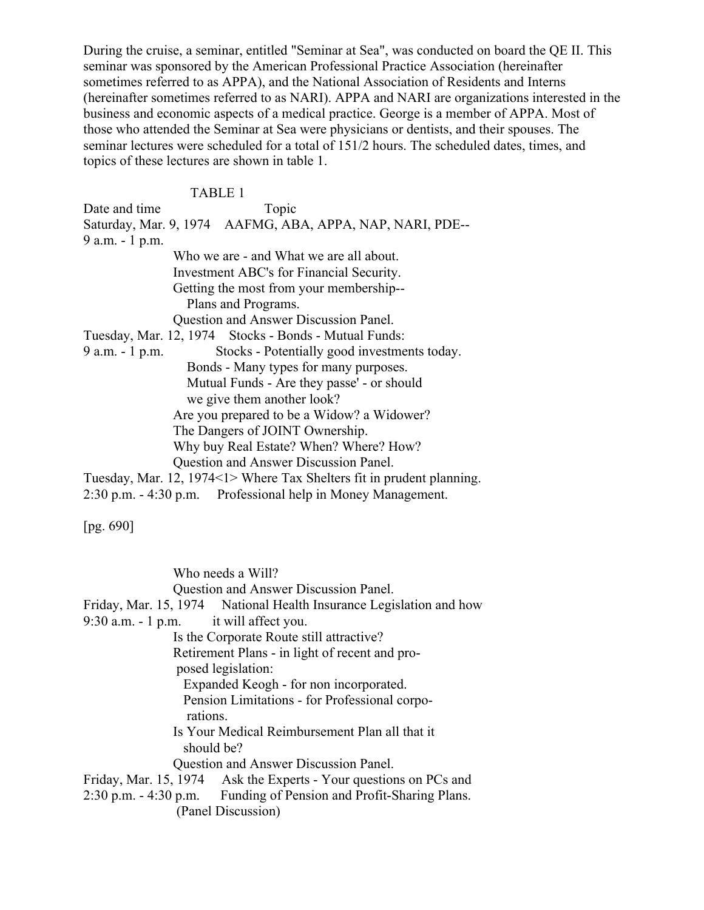During the cruise, a seminar, entitled "Seminar at Sea", was conducted on board the QE II. This seminar was sponsored by the American Professional Practice Association (hereinafter sometimes referred to as APPA), and the National Association of Residents and Interns (hereinafter sometimes referred to as NARI). APPA and NARI are organizations interested in the business and economic aspects of a medical practice. George is a member of APPA. Most of those who attended the Seminar at Sea were physicians or dentists, and their spouses. The seminar lectures were scheduled for a total of 151/2 hours. The scheduled dates, times, and topics of these lectures are shown in table 1.

TABLE 1

| Date and time | Topic |
|---|---|
| Saturday, Mar. 9, 1974 9 a.m. - 1 p.m. | AAFMG, ABA, APPA, NAP, NARI, PDE-- Who we are - and What we are all about. Investment ABC's for Financial Security. Getting the most from your membership-- Plans and Programs. Question and Answer Discussion Panel. |
| Tuesday, Mar. 12, 1974 9 a.m. - 1 p.m. | Stocks - Bonds - Mutual Funds: Stocks - Potentially good investments today. Bonds - Many types for many purposes. Mutual Funds - Are they passe' - or should we give them another look? Are you prepared to be a Widow? a Widower? The Dangers of JOINT Ownership. Why buy Real Estate? When? Where? How? Question and Answer Discussion Panel. |
| Tuesday, Mar. 12, 1974<1> 2:30 p.m. - 4:30 p.m. | Where Tax Shelters fit in prudent planning. Professional help in Money Management. Who needs a Will? Question and Answer Discussion Panel. |
| Friday, Mar. 15, 1974 9:30 a.m. - 1 p.m. | National Health Insurance Legislation and how it will affect you. Is the Corporate Route still attractive? Retirement Plans - in light of recent and proposed legislation: Expanded Keogh - for non incorporated. Pension Limitations - for Professional corporations. Is Your Medical Reimbursement Plan all that it should be? Question and Answer Discussion Panel. |
| Friday, Mar. 15, 1974 2:30 p.m. - 4:30 p.m. | Ask the Experts - Your questions on PCs and Funding of Pension and Profit-Sharing Plans. (Panel Discussion) |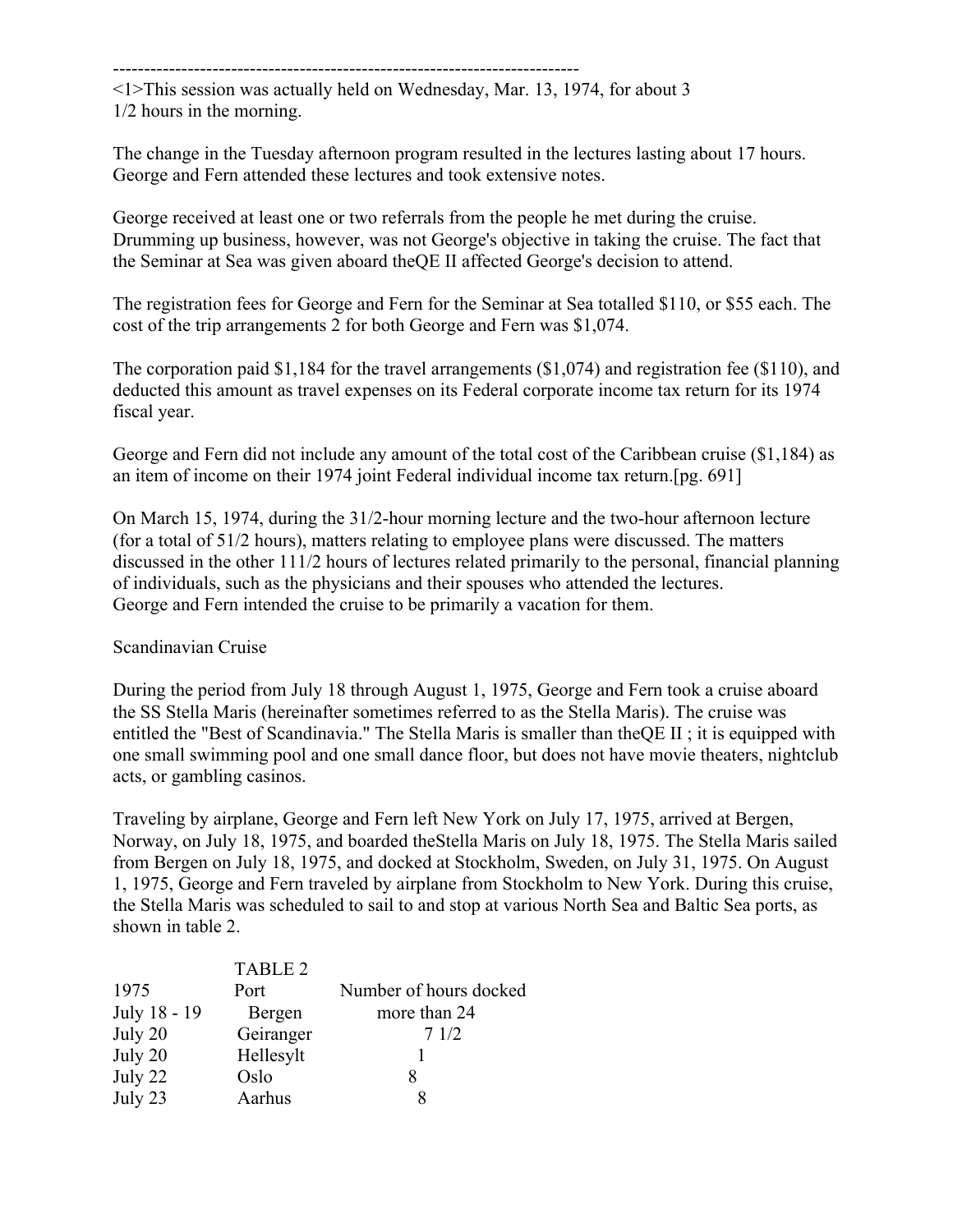---------------------------------------------------------------------------

<1>This session was actually held on Wednesday, Mar. 13, 1974, for about 3 1/2 hours in the morning.

The change in the Tuesday afternoon program resulted in the lectures lasting about 17 hours. George and Fern attended these lectures and took extensive notes.

George received at least one or two referrals from the people he met during the cruise. Drumming up business, however, was not George's objective in taking the cruise. The fact that the Seminar at Sea was given aboard theQE II affected George's decision to attend.

The registration fees for George and Fern for the Seminar at Sea totalled $110, or $55 each. The cost of the trip arrangements 2 for both George and Fern was $1,074.

The corporation paid $1,184 for the travel arrangements ($1,074) and registration fee ($110), and deducted this amount as travel expenses on its Federal corporate income tax return for its 1974 fiscal year.

George and Fern did not include any amount of the total cost of the Caribbean cruise ($1,184) as an item of income on their 1974 joint Federal individual income tax return.[pg. 691]

On March 15, 1974, during the 31/2-hour morning lecture and the two-hour afternoon lecture (for a total of 51/2 hours), matters relating to employee plans were discussed. The matters discussed in the other 111/2 hours of lectures related primarily to the personal, financial planning of individuals, such as the physicians and their spouses who attended the lectures. George and Fern intended the cruise to be primarily a vacation for them.

Scandinavian Cruise

During the period from July 18 through August 1, 1975, George and Fern took a cruise aboard the SS Stella Maris (hereinafter sometimes referred to as the Stella Maris). The cruise was entitled the "Best of Scandinavia." The Stella Maris is smaller than theQE II ; it is equipped with one small swimming pool and one small dance floor, but does not have movie theaters, nightclub acts, or gambling casinos.

Traveling by airplane, George and Fern left New York on July 17, 1975, arrived at Bergen, Norway, on July 18, 1975, and boarded theStella Maris on July 18, 1975. The Stella Maris sailed from Bergen on July 18, 1975, and docked at Stockholm, Sweden, on July 31, 1975. On August 1, 1975, George and Fern traveled by airplane from Stockholm to New York. During this cruise, the Stella Maris was scheduled to sail to and stop at various North Sea and Baltic Sea ports, as shown in table 2.

TABLE 2

| 1975 | Port | Number of hours docked |
|---|---|---|
| July 18 - 19 | Bergen | more than 24 |
| July 20 | Geiranger | 7 1/2 |
| July 20 | Hellesylt | 1 |
| July 22 | Oslo | 8 |
| July 23 | Aarhus | 8 |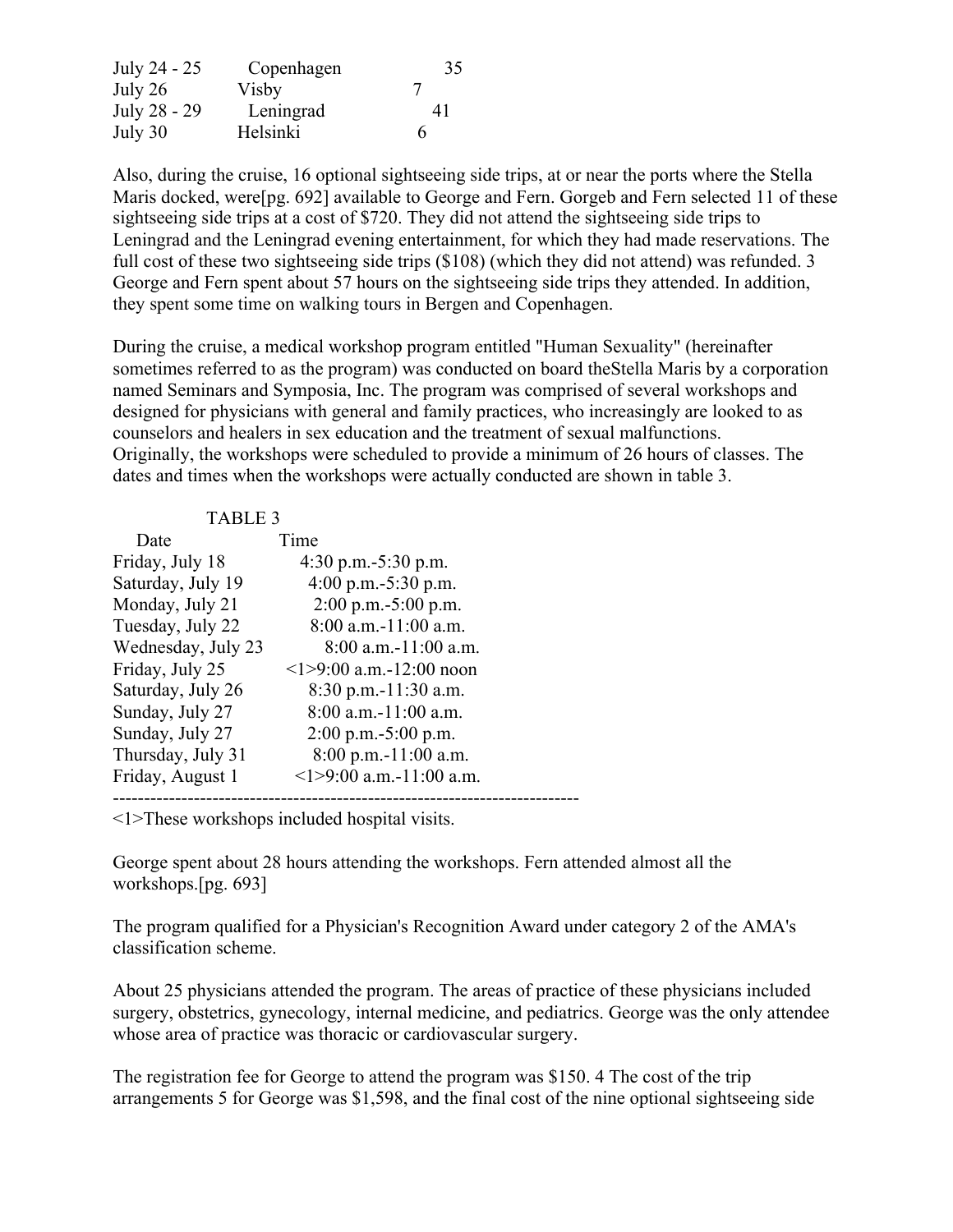| July 24 - 25 | Copenhagen | 35 |
|---|---|---|
| July 26 | Visby | 7 |
| July 28 - 29 | Leningrad | 41 |
| July 30 | Helsinki | 6 |

Also, during the cruise, 16 optional sightseeing side trips, at or near the ports where the Stella Maris docked, were[pg. 692] available to George and Fern. Gorgeb and Fern selected 11 of these sightseeing side trips at a cost of $720. They did not attend the sightseeing side trips to Leningrad and the Leningrad evening entertainment, for which they had made reservations. The full cost of these two sightseeing side trips ($108) (which they did not attend) was refunded. 3 George and Fern spent about 57 hours on the sightseeing side trips they attended. In addition, they spent some time on walking tours in Bergen and Copenhagen.

During the cruise, a medical workshop program entitled "Human Sexuality" (hereinafter sometimes referred to as the program) was conducted on board theStella Maris by a corporation named Seminars and Symposia, Inc. The program was comprised of several workshops and designed for physicians with general and family practices, who increasingly are looked to as counselors and healers in sex education and the treatment of sexual malfunctions. Originally, the workshops were scheduled to provide a minimum of 26 hours of classes. The dates and times when the workshops were actually conducted are shown in table 3.

TABLE 3

| Date | Time |
|---|---|
| Friday, July 18 | 4:30 p.m.-5:30 p.m. |
| Saturday, July 19 | 4:00 p.m.-5:30 p.m. |
| Monday, July 21 | 2:00 p.m.-5:00 p.m. |
| Tuesday, July 22 | 8:00 a.m.-11:00 a.m. |
| Wednesday, July 23 | 8:00 a.m.-11:00 a.m. |
| Friday, July 25 | <1>9:00 a.m.-12:00 noon |
| Saturday, July 26 | 8:30 p.m.-11:30 a.m. |
| Sunday, July 27 | 8:00 a.m.-11:00 a.m. |
| Sunday, July 27 | 2:00 p.m.-5:00 p.m. |
| Thursday, July 31 | 8:00 p.m.-11:00 a.m. |
| Friday, August 1 | <1>9:00 a.m.-11:00 a.m. |

<1>These workshops included hospital visits.

George spent about 28 hours attending the workshops. Fern attended almost all the workshops.[pg. 693]

The program qualified for a Physician's Recognition Award under category 2 of the AMA's classification scheme.

About 25 physicians attended the program. The areas of practice of these physicians included surgery, obstetrics, gynecology, internal medicine, and pediatrics. George was the only attendee whose area of practice was thoracic or cardiovascular surgery.

The registration fee for George to attend the program was $150. 4 The cost of the trip arrangements 5 for George was $1,598, and the final cost of the nine optional sightseeing side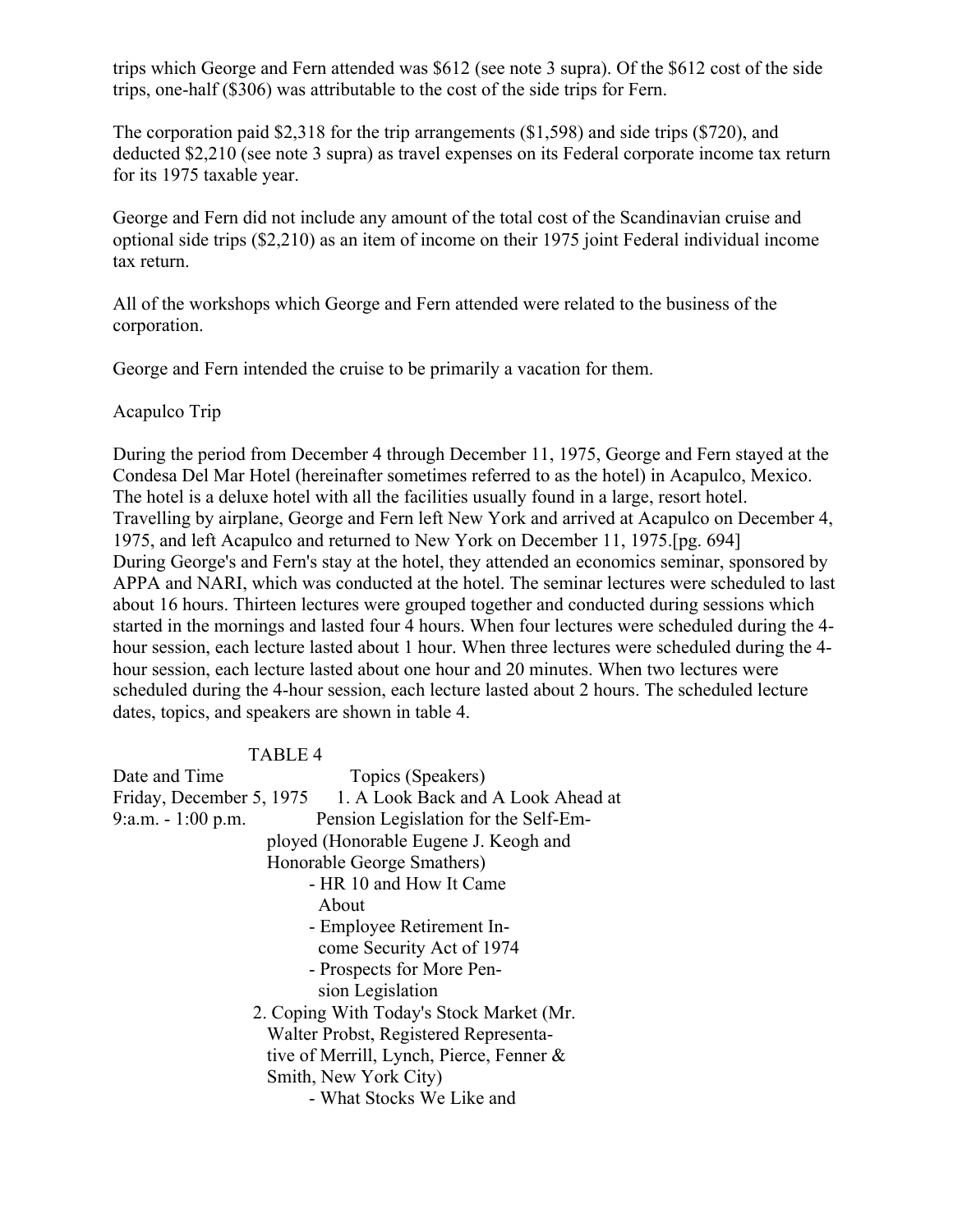trips which George and Fern attended was $612 (see note 3 supra). Of the $612 cost of the side trips, one-half ($306) was attributable to the cost of the side trips for Fern.

The corporation paid $2,318 for the trip arrangements ($1,598) and side trips ($720), and deducted $2,210 (see note 3 supra) as travel expenses on its Federal corporate income tax return for its 1975 taxable year.

George and Fern did not include any amount of the total cost of the Scandinavian cruise and optional side trips ($2,210) as an item of income on their 1975 joint Federal individual income tax return.

All of the workshops which George and Fern attended were related to the business of the corporation.

George and Fern intended the cruise to be primarily a vacation for them.

Acapulco Trip

During the period from December 4 through December 11, 1975, George and Fern stayed at the Condesa Del Mar Hotel (hereinafter sometimes referred to as the hotel) in Acapulco, Mexico. The hotel is a deluxe hotel with all the facilities usually found in a large, resort hotel. Travelling by airplane, George and Fern left New York and arrived at Acapulco on December 4, 1975, and left Acapulco and returned to New York on December 11, 1975.[pg. 694]
During George's and Fern's stay at the hotel, they attended an economics seminar, sponsored by APPA and NARI, which was conducted at the hotel. The seminar lectures were scheduled to last about 16 hours. Thirteen lectures were grouped together and conducted during sessions which started in the mornings and lasted four 4 hours. When four lectures were scheduled during the 4-hour session, each lecture lasted about 1 hour. When three lectures were scheduled during the 4-hour session, each lecture lasted about one hour and 20 minutes. When two lectures were scheduled during the 4-hour session, each lecture lasted about 2 hours. The scheduled lecture dates, topics, and speakers are shown in table 4.

TABLE 4

| Date and Time | Topics (Speakers) |
|---|---|
| Friday, December 5, 1975<br>9:a.m. - 1:00 p.m. | 1. A Look Back and A Look Ahead at Pension Legislation for the Self-Employed (Honorable Eugene J. Keogh and Honorable George Smathers)<br>- HR 10 and How It Came About<br>- Employee Retirement Income Security Act of 1974<br>- Prospects for More Pension Legislation<br>2. Coping With Today's Stock Market (Mr. Walter Probst, Registered Representative of Merrill, Lynch, Pierce, Fenner & Smith, New York City)<br>- What Stocks We Like and |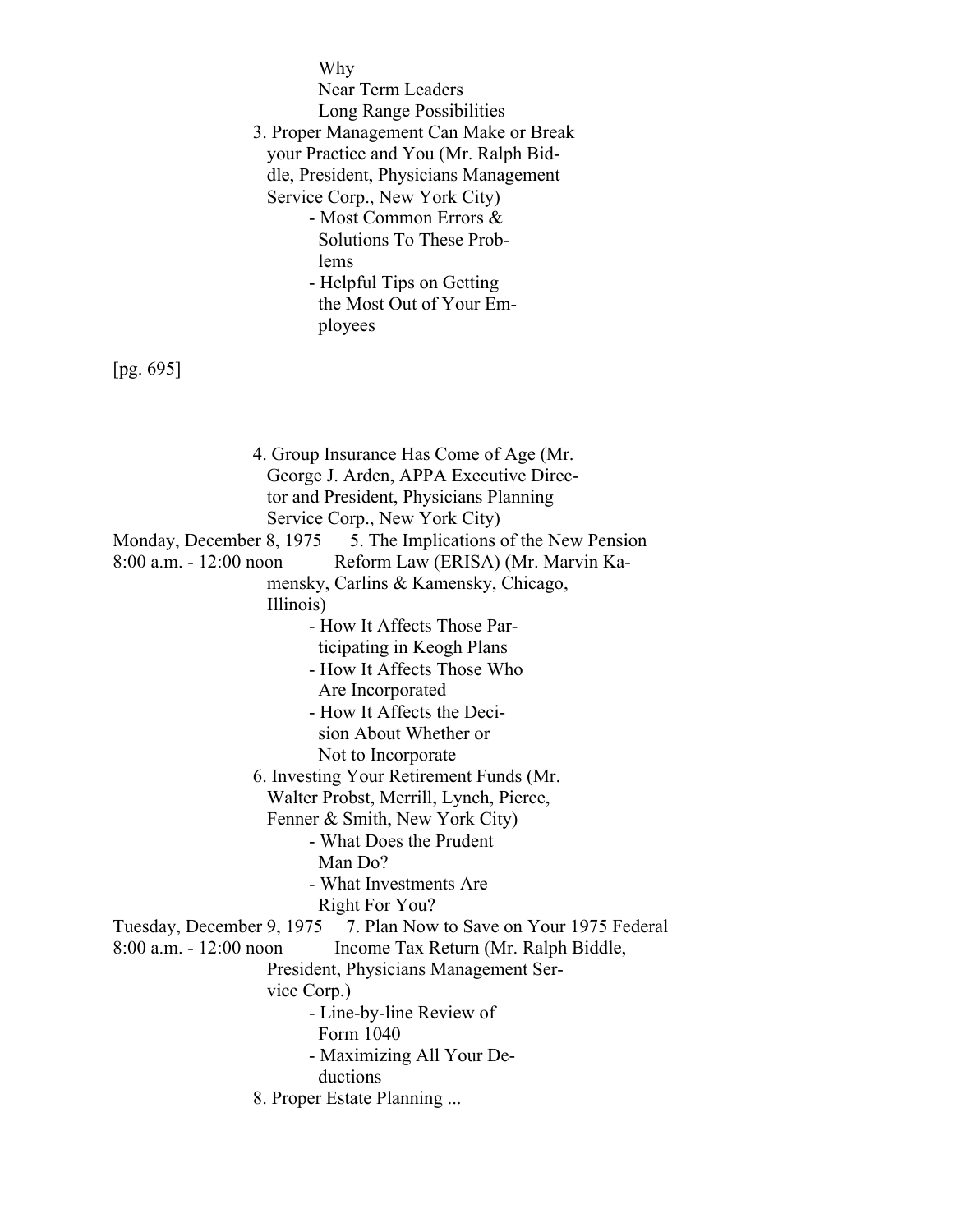Why
Near Term Leaders
Long Range Possibilities

3. Proper Management Can Make or Break your Practice and You (Mr. Ralph Biddle, President, Physicians Management Service Corp., New York City)
   - Most Common Errors & Solutions To These Problems
   - Helpful Tips on Getting the Most Out of Your Employees

[pg. 695]

4. Group Insurance Has Come of Age (Mr. George J. Arden, APPA Executive Director and President, Physicians Planning Service Corp., New York City)

Monday, December 8, 1975
8:00 a.m. - 12:00 noon

5. The Implications of the New Pension Reform Law (ERISA) (Mr. Marvin Kamensky, Carlins & Kamensky, Chicago, Illinois)
   - How It Affects Those Participating in Keogh Plans
   - How It Affects Those Who Are Incorporated
   - How It Affects the Decision About Whether or Not to Incorporate

6. Investing Your Retirement Funds (Mr. Walter Probst, Merrill, Lynch, Pierce, Fenner & Smith, New York City)
   - What Does the Prudent Man Do?
   - What Investments Are Right For You?

Tuesday, December 9, 1975
8:00 a.m. - 12:00 noon

7. Plan Now to Save on Your 1975 Federal Income Tax Return (Mr. Ralph Biddle, President, Physicians Management Service Corp.)
   - Line-by-line Review of Form 1040
   - Maximizing All Your Deductions

8. Proper Estate Planning ...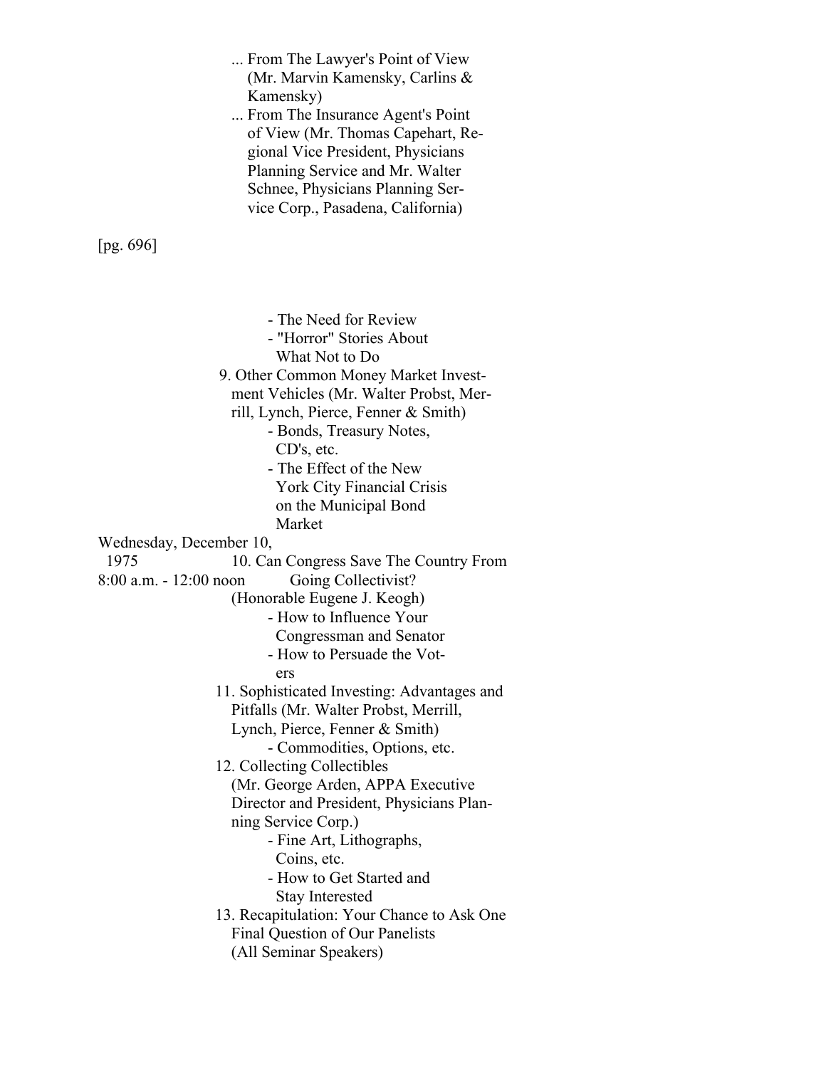... From The Lawyer's Point of View (Mr. Marvin Kamensky, Carlins & Kamensky)

... From The Insurance Agent's Point of View (Mr. Thomas Capehart, Regional Vice President, Physicians Planning Service and Mr. Walter Schnee, Physicians Planning Service Corp., Pasadena, California)

[pg. 696]

- The Need for Review
- "Horror" Stories About What Not to Do

9. Other Common Money Market Investment Vehicles (Mr. Walter Probst, Merrill, Lynch, Pierce, Fenner & Smith)
   - Bonds, Treasury Notes, CD's, etc.
   - The Effect of the New York City Financial Crisis on the Municipal Bond Market

Wednesday, December 10, 1975
8:00 a.m. - 12:00 noon

10. Can Congress Save The Country From Going Collectivist? (Honorable Eugene J. Keogh)
    - How to Influence Your Congressman and Senator
    - How to Persuade the Voters

11. Sophisticated Investing: Advantages and Pitfalls (Mr. Walter Probst, Merrill, Lynch, Pierce, Fenner & Smith)
    - Commodities, Options, etc.

12. Collecting Collectibles (Mr. George Arden, APPA Executive Director and President, Physicians Planning Service Corp.)
    - Fine Art, Lithographs, Coins, etc.
    - How to Get Started and Stay Interested

13. Recapitulation: Your Chance to Ask One Final Question of Our Panelists (All Seminar Speakers)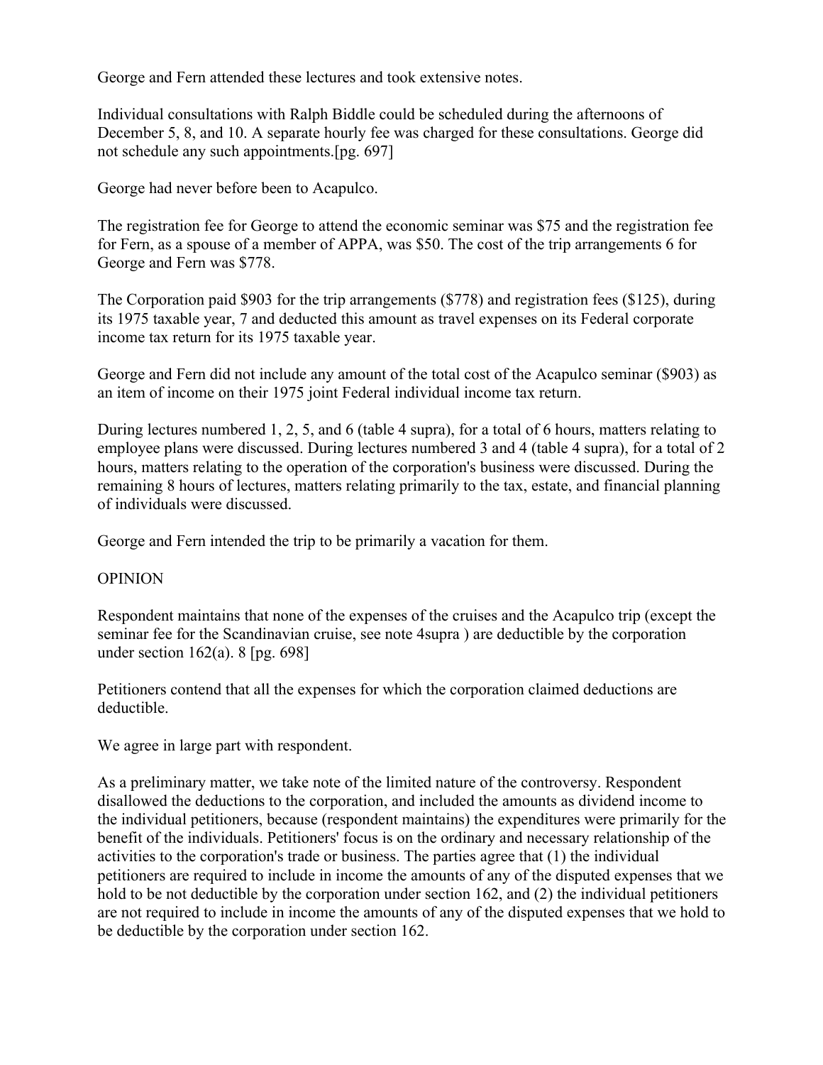George and Fern attended these lectures and took extensive notes.

Individual consultations with Ralph Biddle could be scheduled during the afternoons of December 5, 8, and 10. A separate hourly fee was charged for these consultations. George did not schedule any such appointments.[pg. 697]

George had never before been to Acapulco.

The registration fee for George to attend the economic seminar was $75 and the registration fee for Fern, as a spouse of a member of APPA, was $50. The cost of the trip arrangements 6 for George and Fern was $778.

The Corporation paid $903 for the trip arrangements ($778) and registration fees ($125), during its 1975 taxable year, 7 and deducted this amount as travel expenses on its Federal corporate income tax return for its 1975 taxable year.

George and Fern did not include any amount of the total cost of the Acapulco seminar ($903) as an item of income on their 1975 joint Federal individual income tax return.

During lectures numbered 1, 2, 5, and 6 (table 4 supra), for a total of 6 hours, matters relating to employee plans were discussed. During lectures numbered 3 and 4 (table 4 supra), for a total of 2 hours, matters relating to the operation of the corporation's business were discussed. During the remaining 8 hours of lectures, matters relating primarily to the tax, estate, and financial planning of individuals were discussed.

George and Fern intended the trip to be primarily a vacation for them.

## OPINION

Respondent maintains that none of the expenses of the cruises and the Acapulco trip (except the seminar fee for the Scandinavian cruise, see note 4supra ) are deductible by the corporation under section 162(a). 8 [pg. 698]

Petitioners contend that all the expenses for which the corporation claimed deductions are deductible.

We agree in large part with respondent.

As a preliminary matter, we take note of the limited nature of the controversy. Respondent disallowed the deductions to the corporation, and included the amounts as dividend income to the individual petitioners, because (respondent maintains) the expenditures were primarily for the benefit of the individuals. Petitioners' focus is on the ordinary and necessary relationship of the activities to the corporation's trade or business. The parties agree that (1) the individual petitioners are required to include in income the amounts of any of the disputed expenses that we hold to be not deductible by the corporation under section 162, and (2) the individual petitioners are not required to include in income the amounts of any of the disputed expenses that we hold to be deductible by the corporation under section 162.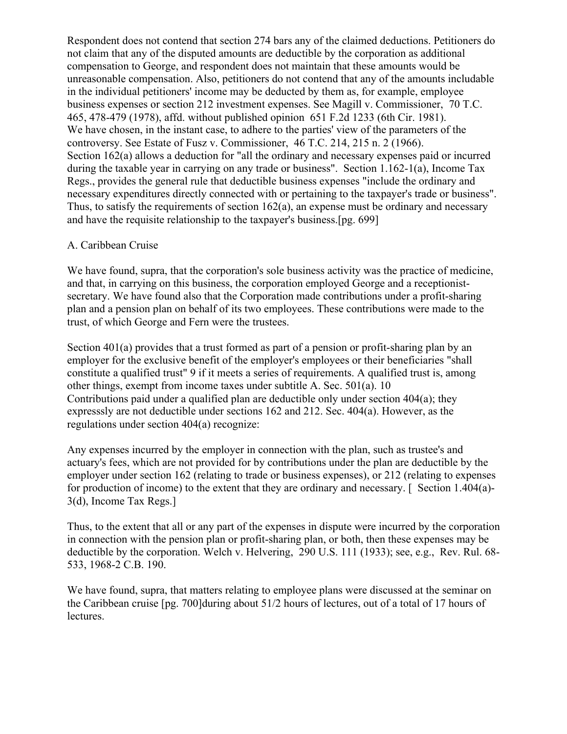Respondent does not contend that section 274 bars any of the claimed deductions. Petitioners do not claim that any of the disputed amounts are deductible by the corporation as additional compensation to George, and respondent does not maintain that these amounts would be unreasonable compensation. Also, petitioners do not contend that any of the amounts includable in the individual petitioners' income may be deducted by them as, for example, employee business expenses or section 212 investment expenses. See Magill v. Commissioner, 70 T.C. 465, 478-479 (1978), affd. without published opinion 651 F.2d 1233 (6th Cir. 1981). We have chosen, in the instant case, to adhere to the parties' view of the parameters of the controversy. See Estate of Fusz v. Commissioner, 46 T.C. 214, 215 n. 2 (1966). Section 162(a) allows a deduction for "all the ordinary and necessary expenses paid or incurred during the taxable year in carrying on any trade or business". Section 1.162-1(a), Income Tax Regs., provides the general rule that deductible business expenses "include the ordinary and necessary expenditures directly connected with or pertaining to the taxpayer's trade or business". Thus, to satisfy the requirements of section 162(a), an expense must be ordinary and necessary and have the requisite relationship to the taxpayer's business.[pg. 699]

A. Caribbean Cruise

We have found, supra, that the corporation's sole business activity was the practice of medicine, and that, in carrying on this business, the corporation employed George and a receptionist-secretary. We have found also that the Corporation made contributions under a profit-sharing plan and a pension plan on behalf of its two employees. These contributions were made to the trust, of which George and Fern were the trustees.

Section 401(a) provides that a trust formed as part of a pension or profit-sharing plan by an employer for the exclusive benefit of the employer's employees or their beneficiaries "shall constitute a qualified trust" 9 if it meets a series of requirements. A qualified trust is, among other things, exempt from income taxes under subtitle A. Sec. 501(a). 10 Contributions paid under a qualified plan are deductible only under section 404(a); they expresssly are not deductible under sections 162 and 212. Sec. 404(a). However, as the regulations under section 404(a) recognize:

Any expenses incurred by the employer in connection with the plan, such as trustee's and actuary's fees, which are not provided for by contributions under the plan are deductible by the employer under section 162 (relating to trade or business expenses), or 212 (relating to expenses for production of income) to the extent that they are ordinary and necessary. [ Section 1.404(a)-3(d), Income Tax Regs.]

Thus, to the extent that all or any part of the expenses in dispute were incurred by the corporation in connection with the pension plan or profit-sharing plan, or both, then these expenses may be deductible by the corporation. Welch v. Helvering, 290 U.S. 111 (1933); see, e.g., Rev. Rul. 68-533, 1968-2 C.B. 190.

We have found, supra, that matters relating to employee plans were discussed at the seminar on the Caribbean cruise [pg. 700]during about 51/2 hours of lectures, out of a total of 17 hours of lectures.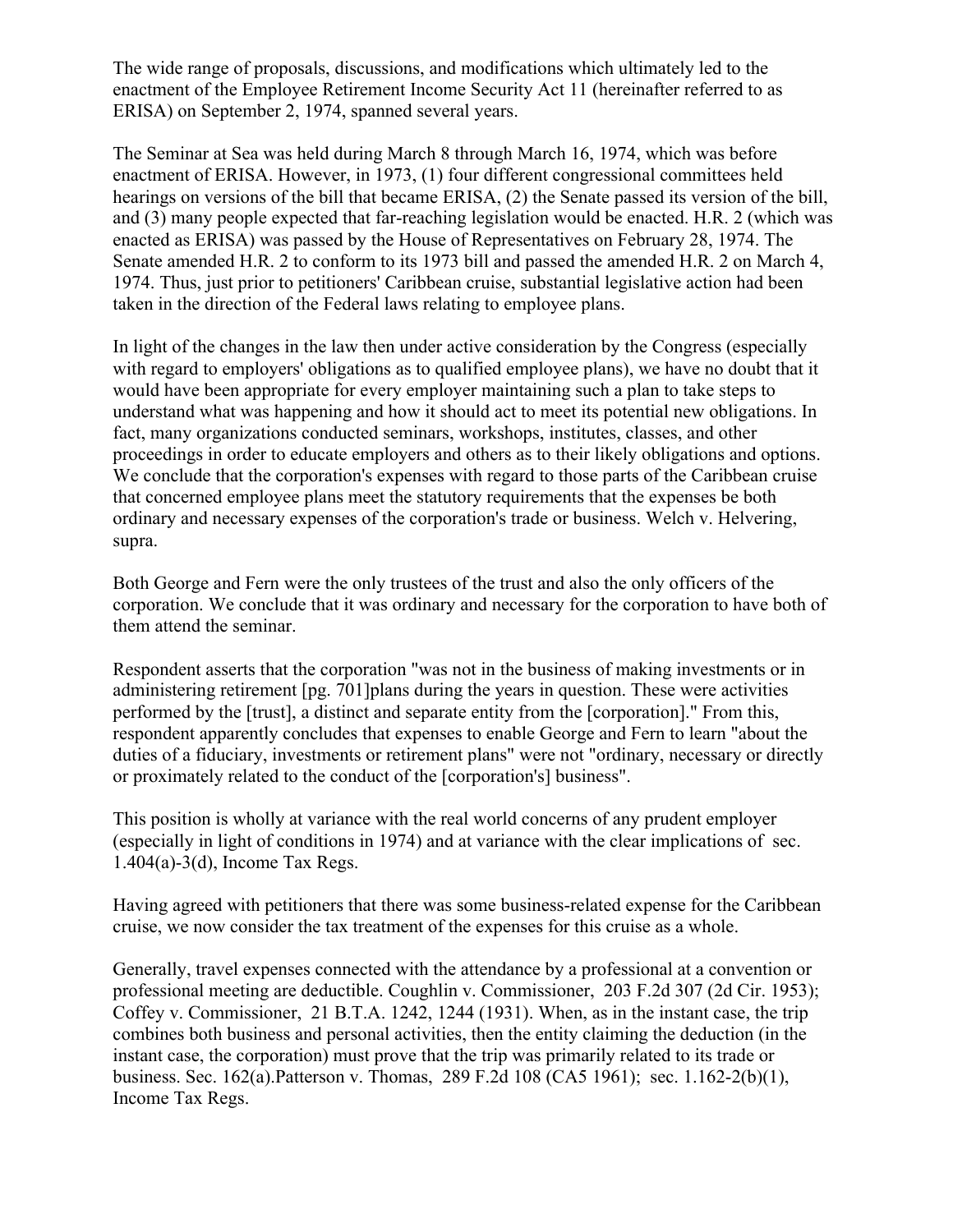The wide range of proposals, discussions, and modifications which ultimately led to the enactment of the Employee Retirement Income Security Act 11 (hereinafter referred to as ERISA) on September 2, 1974, spanned several years.

The Seminar at Sea was held during March 8 through March 16, 1974, which was before enactment of ERISA. However, in 1973, (1) four different congressional committees held hearings on versions of the bill that became ERISA, (2) the Senate passed its version of the bill, and (3) many people expected that far-reaching legislation would be enacted. H.R. 2 (which was enacted as ERISA) was passed by the House of Representatives on February 28, 1974. The Senate amended H.R. 2 to conform to its 1973 bill and passed the amended H.R. 2 on March 4, 1974. Thus, just prior to petitioners' Caribbean cruise, substantial legislative action had been taken in the direction of the Federal laws relating to employee plans.

In light of the changes in the law then under active consideration by the Congress (especially with regard to employers' obligations as to qualified employee plans), we have no doubt that it would have been appropriate for every employer maintaining such a plan to take steps to understand what was happening and how it should act to meet its potential new obligations. In fact, many organizations conducted seminars, workshops, institutes, classes, and other proceedings in order to educate employers and others as to their likely obligations and options. We conclude that the corporation's expenses with regard to those parts of the Caribbean cruise that concerned employee plans meet the statutory requirements that the expenses be both ordinary and necessary expenses of the corporation's trade or business. Welch v. Helvering, supra.

Both George and Fern were the only trustees of the trust and also the only officers of the corporation. We conclude that it was ordinary and necessary for the corporation to have both of them attend the seminar.

Respondent asserts that the corporation "was not in the business of making investments or in administering retirement [pg. 701]plans during the years in question. These were activities performed by the [trust], a distinct and separate entity from the [corporation]." From this, respondent apparently concludes that expenses to enable George and Fern to learn "about the duties of a fiduciary, investments or retirement plans" were not "ordinary, necessary or directly or proximately related to the conduct of the [corporation's] business".

This position is wholly at variance with the real world concerns of any prudent employer (especially in light of conditions in 1974) and at variance with the clear implications of sec. 1.404(a)-3(d), Income Tax Regs.

Having agreed with petitioners that there was some business-related expense for the Caribbean cruise, we now consider the tax treatment of the expenses for this cruise as a whole.

Generally, travel expenses connected with the attendance by a professional at a convention or professional meeting are deductible. Coughlin v. Commissioner, 203 F.2d 307 (2d Cir. 1953); Coffey v. Commissioner, 21 B.T.A. 1242, 1244 (1931). When, as in the instant case, the trip combines both business and personal activities, then the entity claiming the deduction (in the instant case, the corporation) must prove that the trip was primarily related to its trade or business. Sec. 162(a).Patterson v. Thomas, 289 F.2d 108 (CA5 1961); sec. 1.162-2(b)(1), Income Tax Regs.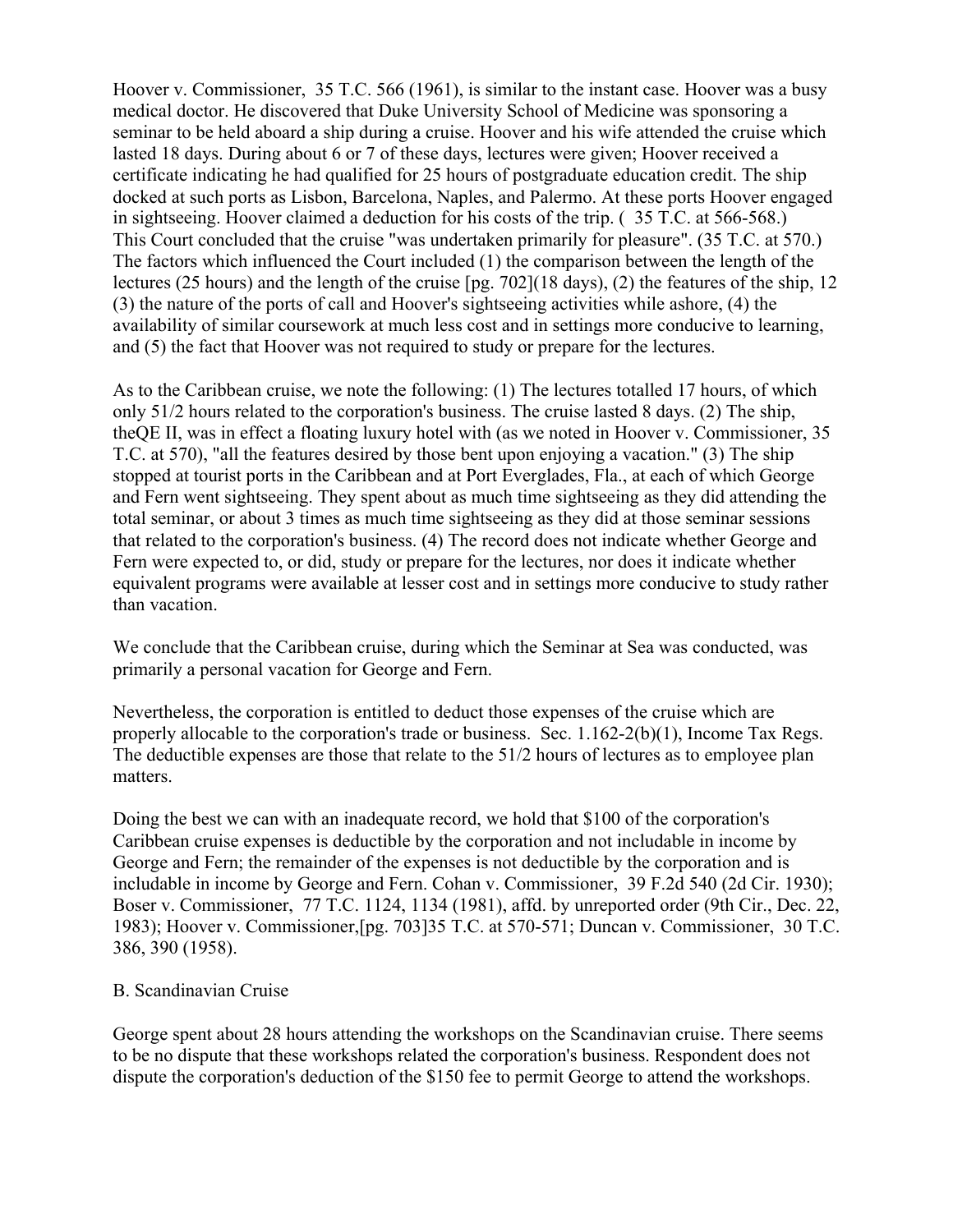Hoover v. Commissioner, 35 T.C. 566 (1961), is similar to the instant case. Hoover was a busy medical doctor. He discovered that Duke University School of Medicine was sponsoring a seminar to be held aboard a ship during a cruise. Hoover and his wife attended the cruise which lasted 18 days. During about 6 or 7 of these days, lectures were given; Hoover received a certificate indicating he had qualified for 25 hours of postgraduate education credit. The ship docked at such ports as Lisbon, Barcelona, Naples, and Palermo. At these ports Hoover engaged in sightseeing. Hoover claimed a deduction for his costs of the trip. ( 35 T.C. at 566-568.) This Court concluded that the cruise "was undertaken primarily for pleasure". (35 T.C. at 570.) The factors which influenced the Court included (1) the comparison between the length of the lectures (25 hours) and the length of the cruise [pg. 702](18 days), (2) the features of the ship, 12 (3) the nature of the ports of call and Hoover's sightseeing activities while ashore, (4) the availability of similar coursework at much less cost and in settings more conducive to learning, and (5) the fact that Hoover was not required to study or prepare for the lectures.

As to the Caribbean cruise, we note the following: (1) The lectures totalled 17 hours, of which only 51/2 hours related to the corporation's business. The cruise lasted 8 days. (2) The ship, theQE II, was in effect a floating luxury hotel with (as we noted in Hoover v. Commissioner, 35 T.C. at 570), "all the features desired by those bent upon enjoying a vacation." (3) The ship stopped at tourist ports in the Caribbean and at Port Everglades, Fla., at each of which George and Fern went sightseeing. They spent about as much time sightseeing as they did attending the total seminar, or about 3 times as much time sightseeing as they did at those seminar sessions that related to the corporation's business. (4) The record does not indicate whether George and Fern were expected to, or did, study or prepare for the lectures, nor does it indicate whether equivalent programs were available at lesser cost and in settings more conducive to study rather than vacation.

We conclude that the Caribbean cruise, during which the Seminar at Sea was conducted, was primarily a personal vacation for George and Fern.

Nevertheless, the corporation is entitled to deduct those expenses of the cruise which are properly allocable to the corporation's trade or business. Sec. 1.162-2(b)(1), Income Tax Regs. The deductible expenses are those that relate to the 51/2 hours of lectures as to employee plan matters.

Doing the best we can with an inadequate record, we hold that $100 of the corporation's Caribbean cruise expenses is deductible by the corporation and not includable in income by George and Fern; the remainder of the expenses is not deductible by the corporation and is includable in income by George and Fern. Cohan v. Commissioner, 39 F.2d 540 (2d Cir. 1930); Boser v. Commissioner, 77 T.C. 1124, 1134 (1981), affd. by unreported order (9th Cir., Dec. 22, 1983); Hoover v. Commissioner,[pg. 703]35 T.C. at 570-571; Duncan v. Commissioner, 30 T.C. 386, 390 (1958).

B. Scandinavian Cruise

George spent about 28 hours attending the workshops on the Scandinavian cruise. There seems to be no dispute that these workshops related the corporation's business. Respondent does not dispute the corporation's deduction of the $150 fee to permit George to attend the workshops.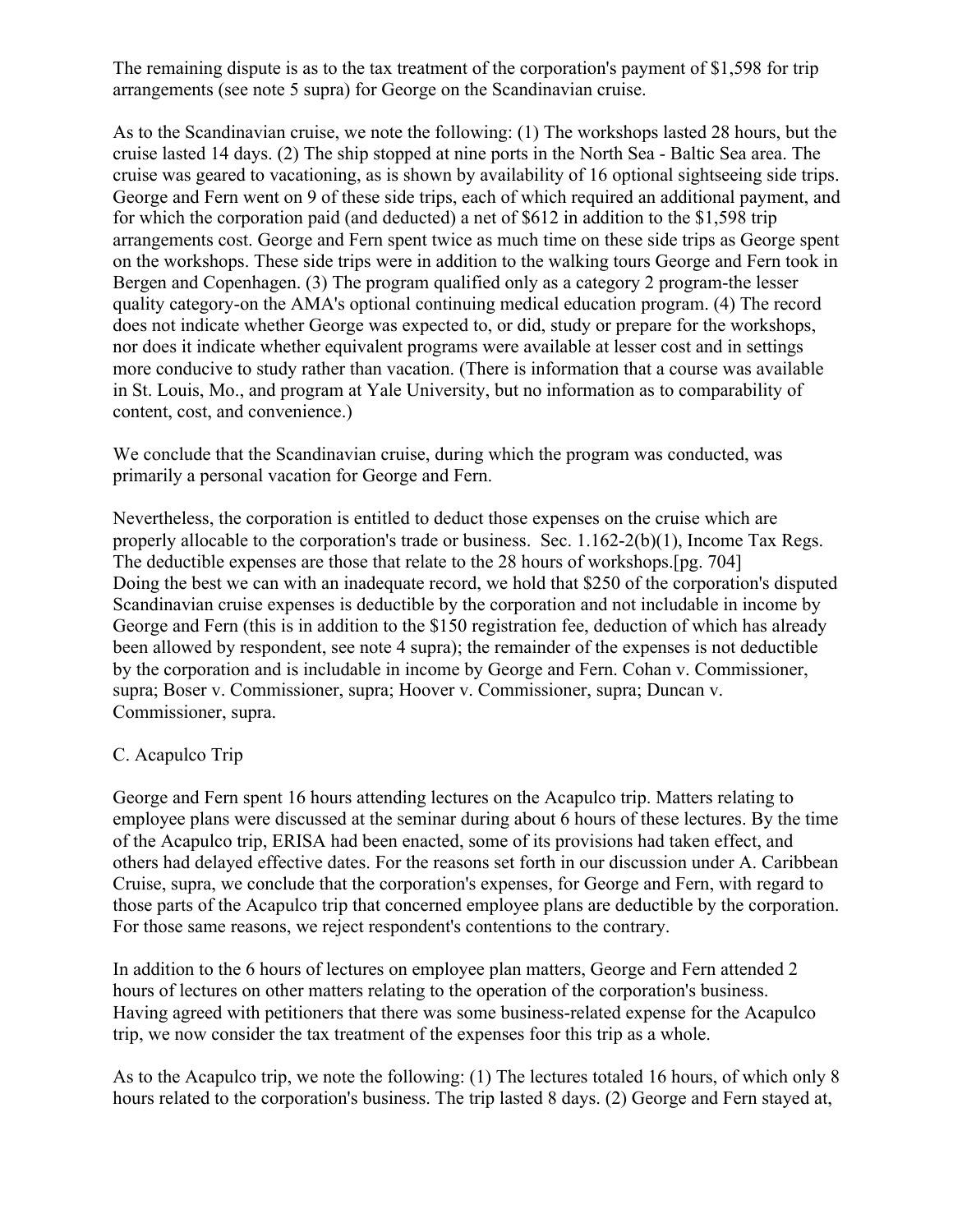The remaining dispute is as to the tax treatment of the corporation's payment of $1,598 for trip arrangements (see note 5 supra) for George on the Scandinavian cruise.

As to the Scandinavian cruise, we note the following: (1) The workshops lasted 28 hours, but the cruise lasted 14 days. (2) The ship stopped at nine ports in the North Sea - Baltic Sea area. The cruise was geared to vacationing, as is shown by availability of 16 optional sightseeing side trips. George and Fern went on 9 of these side trips, each of which required an additional payment, and for which the corporation paid (and deducted) a net of $612 in addition to the $1,598 trip arrangements cost. George and Fern spent twice as much time on these side trips as George spent on the workshops. These side trips were in addition to the walking tours George and Fern took in Bergen and Copenhagen. (3) The program qualified only as a category 2 program-the lesser quality category-on the AMA's optional continuing medical education program. (4) The record does not indicate whether George was expected to, or did, study or prepare for the workshops, nor does it indicate whether equivalent programs were available at lesser cost and in settings more conducive to study rather than vacation. (There is information that a course was available in St. Louis, Mo., and program at Yale University, but no information as to comparability of content, cost, and convenience.)

We conclude that the Scandinavian cruise, during which the program was conducted, was primarily a personal vacation for George and Fern.

Nevertheless, the corporation is entitled to deduct those expenses on the cruise which are properly allocable to the corporation's trade or business. Sec. 1.162-2(b)(1), Income Tax Regs. The deductible expenses are those that relate to the 28 hours of workshops.[pg. 704] Doing the best we can with an inadequate record, we hold that $250 of the corporation's disputed Scandinavian cruise expenses is deductible by the corporation and not includable in income by George and Fern (this is in addition to the $150 registration fee, deduction of which has already been allowed by respondent, see note 4 supra); the remainder of the expenses is not deductible by the corporation and is includable in income by George and Fern. Cohan v. Commissioner, supra; Boser v. Commissioner, supra; Hoover v. Commissioner, supra; Duncan v. Commissioner, supra.

C. Acapulco Trip

George and Fern spent 16 hours attending lectures on the Acapulco trip. Matters relating to employee plans were discussed at the seminar during about 6 hours of these lectures. By the time of the Acapulco trip, ERISA had been enacted, some of its provisions had taken effect, and others had delayed effective dates. For the reasons set forth in our discussion under A. Caribbean Cruise, supra, we conclude that the corporation's expenses, for George and Fern, with regard to those parts of the Acapulco trip that concerned employee plans are deductible by the corporation. For those same reasons, we reject respondent's contentions to the contrary.

In addition to the 6 hours of lectures on employee plan matters, George and Fern attended 2 hours of lectures on other matters relating to the operation of the corporation's business. Having agreed with petitioners that there was some business-related expense for the Acapulco trip, we now consider the tax treatment of the expenses foor this trip as a whole.

As to the Acapulco trip, we note the following: (1) The lectures totaled 16 hours, of which only 8 hours related to the corporation's business. The trip lasted 8 days. (2) George and Fern stayed at,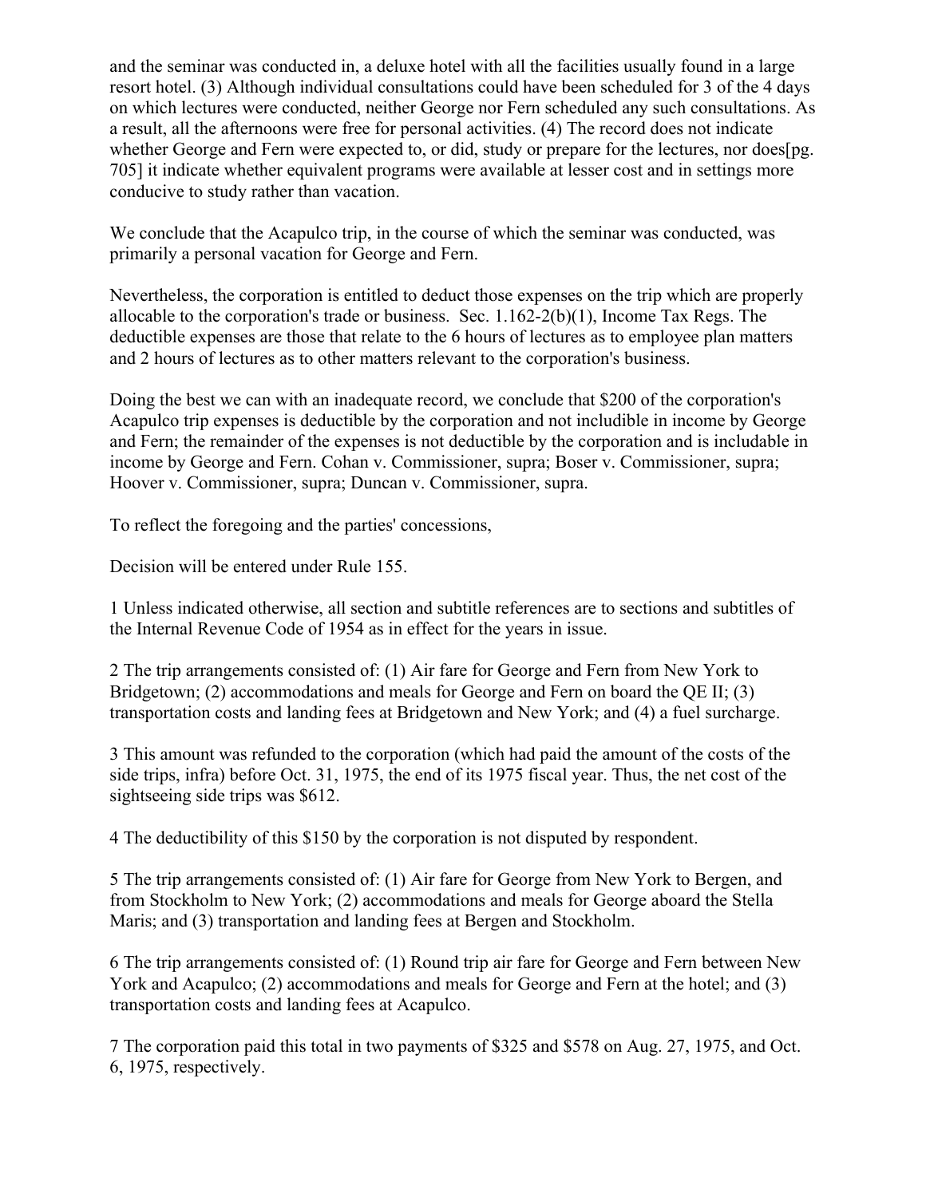and the seminar was conducted in, a deluxe hotel with all the facilities usually found in a large resort hotel. (3) Although individual consultations could have been scheduled for 3 of the 4 days on which lectures were conducted, neither George nor Fern scheduled any such consultations. As a result, all the afternoons were free for personal activities. (4) The record does not indicate whether George and Fern were expected to, or did, study or prepare for the lectures, nor does[pg. 705] it indicate whether equivalent programs were available at lesser cost and in settings more conducive to study rather than vacation.

We conclude that the Acapulco trip, in the course of which the seminar was conducted, was primarily a personal vacation for George and Fern.

Nevertheless, the corporation is entitled to deduct those expenses on the trip which are properly allocable to the corporation's trade or business. Sec. 1.162-2(b)(1), Income Tax Regs. The deductible expenses are those that relate to the 6 hours of lectures as to employee plan matters and 2 hours of lectures as to other matters relevant to the corporation's business.

Doing the best we can with an inadequate record, we conclude that $200 of the corporation's Acapulco trip expenses is deductible by the corporation and not includible in income by George and Fern; the remainder of the expenses is not deductible by the corporation and is includable in income by George and Fern. Cohan v. Commissioner, supra; Boser v. Commissioner, supra; Hoover v. Commissioner, supra; Duncan v. Commissioner, supra.

To reflect the foregoing and the parties' concessions,

Decision will be entered under Rule 155.

1 Unless indicated otherwise, all section and subtitle references are to sections and subtitles of the Internal Revenue Code of 1954 as in effect for the years in issue.

2 The trip arrangements consisted of: (1) Air fare for George and Fern from New York to Bridgetown; (2) accommodations and meals for George and Fern on board the QE II; (3) transportation costs and landing fees at Bridgetown and New York; and (4) a fuel surcharge.

3 This amount was refunded to the corporation (which had paid the amount of the costs of the side trips, infra) before Oct. 31, 1975, the end of its 1975 fiscal year. Thus, the net cost of the sightseeing side trips was $612.

4 The deductibility of this $150 by the corporation is not disputed by respondent.

5 The trip arrangements consisted of: (1) Air fare for George from New York to Bergen, and from Stockholm to New York; (2) accommodations and meals for George aboard the Stella Maris; and (3) transportation and landing fees at Bergen and Stockholm.

6 The trip arrangements consisted of: (1) Round trip air fare for George and Fern between New York and Acapulco; (2) accommodations and meals for George and Fern at the hotel; and (3) transportation costs and landing fees at Acapulco.

7 The corporation paid this total in two payments of $325 and $578 on Aug. 27, 1975, and Oct. 6, 1975, respectively.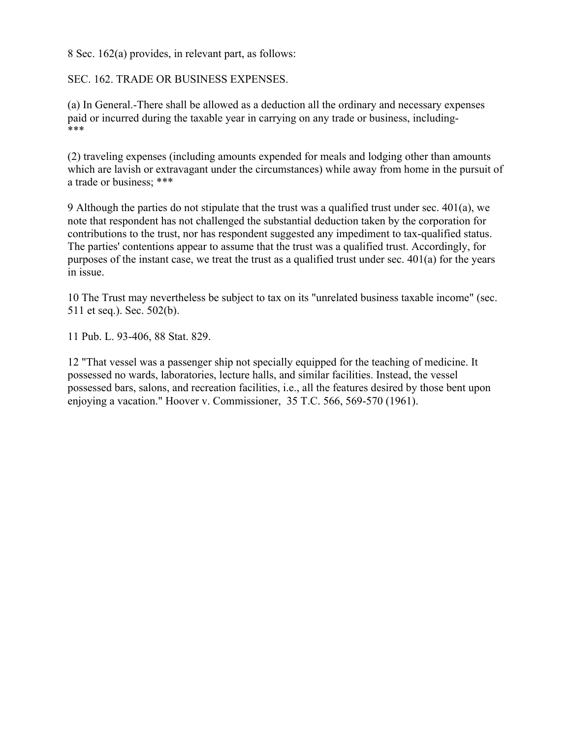8 Sec. 162(a) provides, in relevant part, as follows:

SEC. 162. TRADE OR BUSINESS EXPENSES.

(a) In General.-There shall be allowed as a deduction all the ordinary and necessary expenses paid or incurred during the taxable year in carrying on any trade or business, including-
***

(2) traveling expenses (including amounts expended for meals and lodging other than amounts which are lavish or extravagant under the circumstances) while away from home in the pursuit of a trade or business; ***

9 Although the parties do not stipulate that the trust was a qualified trust under sec. 401(a), we note that respondent has not challenged the substantial deduction taken by the corporation for contributions to the trust, nor has respondent suggested any impediment to tax-qualified status. The parties' contentions appear to assume that the trust was a qualified trust. Accordingly, for purposes of the instant case, we treat the trust as a qualified trust under sec. 401(a) for the years in issue.

10 The Trust may nevertheless be subject to tax on its "unrelated business taxable income" (sec. 511 et seq.). Sec. 502(b).

11 Pub. L. 93-406, 88 Stat. 829.

12 "That vessel was a passenger ship not specially equipped for the teaching of medicine. It possessed no wards, laboratories, lecture halls, and similar facilities. Instead, the vessel possessed bars, salons, and recreation facilities, i.e., all the features desired by those bent upon enjoying a vacation." Hoover v. Commissioner, 35 T.C. 566, 569-570 (1961).